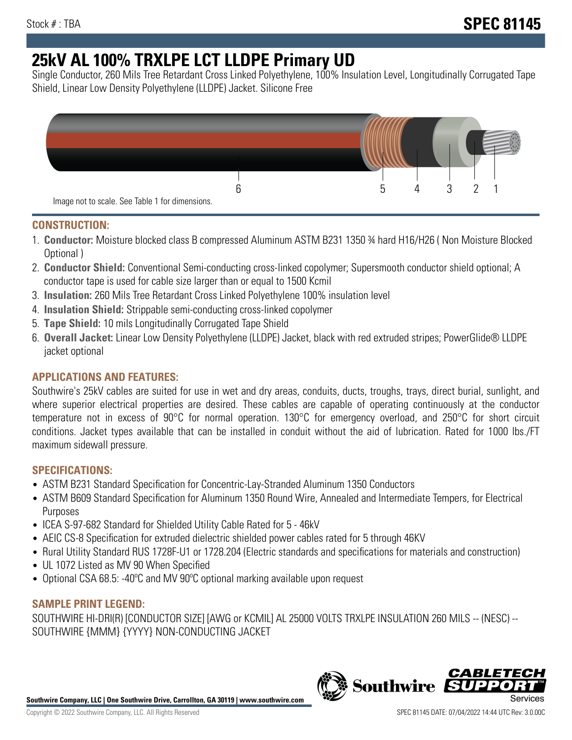Stock # : TBA

**SPEC 81145**

# 25kV AL 100% TRXLPE LCT LLDPE Primary UD

Single Conductor, 260 Mils Tree Retardant Cross Linked Polyethylene, 100% Insulation Level, Longitudinally Corrugated Tape Shield, Linear Low Density Polyethylene (LLDPE) Jacket. Silicone Free

6 5 4 3 2 1

Image not to scale. See Table 1 for dimensions.

## CONSTRUCTION:

1. **Conductor:** Moisture blocked class B compressed Aluminum ASTM B231 1350 ¾ hard H16/H26 ( Non Moisture Blocked Optional )
2. **Conductor Shield:** Conventional Semi-conducting cross-linked copolymer; Supersmooth conductor shield optional; A conductor tape is used for cable size larger than or equal to 1500 Kcmil
3. **Insulation:** 260 Mils Tree Retardant Cross Linked Polyethylene 100% insulation level
4. **Insulation Shield:** Strippable semi-conducting cross-linked copolymer
5. **Tape Shield:** 10 mils Longitudinally Corrugated Tape Shield
6. **Overall Jacket:** Linear Low Density Polyethylene (LLDPE) Jacket, black with red extruded stripes; PowerGlide® LLDPE jacket optional

## APPLICATIONS AND FEATURES:

Southwire's 25kV cables are suited for use in wet and dry areas, conduits, ducts, troughs, trays, direct burial, sunlight, and where superior electrical properties are desired. These cables are capable of operating continuously at the conductor temperature not in excess of 90°C for normal operation. 130°C for emergency overload, and 250°C for short circuit conditions. Jacket types available that can be installed in conduit without the aid of lubrication. Rated for 1000 lbs./FT maximum sidewall pressure.

## SPECIFICATIONS:

- ASTM B231 Standard Specification for Concentric-Lay-Stranded Aluminum 1350 Conductors
- ASTM B609 Standard Specification for Aluminum 1350 Round Wire, Annealed and Intermediate Tempers, for Electrical Purposes
- ICEA S-97-682 Standard for Shielded Utility Cable Rated for 5 - 46kV
- AEIC CS-8 Specification for extruded dielectric shielded power cables rated for 5 through 46KV
- Rural Utility Standard RUS 1728F-U1 or 1728.204 (Electric standards and specifications for materials and construction)
- UL 1072 Listed as MV 90 When Specified
- Optional CSA 68.5: -40ºC and MV 90ºC optional marking available upon request

## SAMPLE PRINT LEGEND:

SOUTHWIRE HI-DRI(R) [CONDUCTOR SIZE] [AWG or KCMIL] AL 25000 VOLTS TRXLPE INSULATION 260 MILS -- (NESC) -- SOUTHWIRE {MMM} {YYYY} NON-CONDUCTING JACKET

**Southwire Company, LLC | One Southwire Drive, Carrollton, GA 30119 | www.southwire.com**

Copyright © 2022 Southwire Company, LLC. All Rights Reserved

SPEC 81145 DATE: 07/04/2022 14:44 UTC Rev: 3.0.00C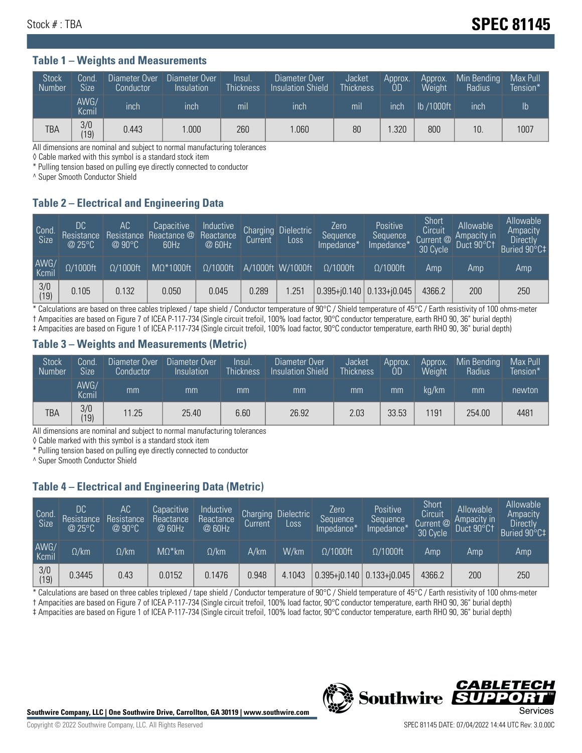Stock # : TBA

# SPEC 81145

## Table 1 – Weights and Measurements

| Stock Number | Cond. Size | Diameter Over Conductor | Diameter Over Insulation | Insul. Thickness | Diameter Over Insulation Shield | Jacket Thickness | Approx. OD | Approx. Weight | Min Bending Radius | Max Pull Tension* |
|---|---|---|---|---|---|---|---|---|---|---|
| | AWG/ Kcmil | inch | inch | mil | inch | mil | inch | lb /1000ft | inch | lb |
| TBA | 3/0 (19) | 0.443 | 1.000 | 260 | 1.060 | 80 | 1.320 | 800 | 10. | 1007 |

All dimensions are nominal and subject to normal manufacturing tolerances

◊ Cable marked with this symbol is a standard stock item

* Pulling tension based on pulling eye directly connected to conductor

^ Super Smooth Conductor Shield

## Table 2 – Electrical and Engineering Data

| Cond. Size | DC Resistance @ 25°C | AC Resistance @ 90°C | Capacitive Reactance @ 60Hz | Inductive Reactance @ 60Hz | Charging Current | Dielectric Loss | Zero Sequence Impedance* | Positive Sequence Impedance* | Short Circuit Current @ 30 Cycle | Allowable Ampacity in Duct 90°C† | Allowable Ampacity Directly Buried 90°C‡ |
|---|---|---|---|---|---|---|---|---|---|---|---|
| AWG/ Kcmil | Ω/1000ft | Ω/1000ft | MΩ*1000ft | Ω/1000ft | A/1000ft | W/1000ft | Ω/1000ft | Ω/1000ft | Amp | Amp | Amp |
| 3/0 (19) | 0.105 | 0.132 | 0.050 | 0.045 | 0.289 | 1.251 | 0.395+j0.140 | 0.133+j0.045 | 4366.2 | 200 | 250 |

* Calculations are based on three cables triplexed / tape shield / Conductor temperature of 90°C / Shield temperature of 45°C / Earth resistivity of 100 ohms-meter

† Ampacities are based on Figure 7 of ICEA P-117-734 (Single circuit trefoil, 100% load factor, 90°C conductor temperature, earth RHO 90, 36" burial depth)

‡ Ampacities are based on Figure 1 of ICEA P-117-734 (Single circuit trefoil, 100% load factor, 90°C conductor temperature, earth RHO 90, 36" burial depth)

## Table 3 – Weights and Measurements (Metric)

| Stock Number | Cond. Size | Diameter Over Conductor | Diameter Over Insulation | Insul. Thickness | Diameter Over Insulation Shield | Jacket Thickness | Approx. OD | Approx. Weight | Min Bending Radius | Max Pull Tension* |
|---|---|---|---|---|---|---|---|---|---|---|
| | AWG/ Kcmil | mm | mm | mm | mm | mm | mm | kg/km | mm | newton |
| TBA | 3/0 (19) | 11.25 | 25.40 | 6.60 | 26.92 | 2.03 | 33.53 | 1191 | 254.00 | 4481 |

All dimensions are nominal and subject to normal manufacturing tolerances

◊ Cable marked with this symbol is a standard stock item

* Pulling tension based on pulling eye directly connected to conductor

^ Super Smooth Conductor Shield

## Table 4 – Electrical and Engineering Data (Metric)

| Cond. Size | DC Resistance @ 25°C | AC Resistance @ 90°C | Capacitive Reactance @ 60Hz | Inductive Reactance @ 60Hz | Charging Current | Dielectric Loss | Zero Sequence Impedance* | Positive Sequence Impedance* | Short Circuit Current @ 30 Cycle | Allowable Ampacity in Duct 90°C† | Allowable Ampacity Directly Buried 90°C‡ |
|---|---|---|---|---|---|---|---|---|---|---|---|
| AWG/ Kcmil | Ω/km | Ω/km | MΩ*km | Ω/km | A/km | W/km | Ω/1000ft | Ω/1000ft | Amp | Amp | Amp |
| 3/0 (19) | 0.3445 | 0.43 | 0.0152 | 0.1476 | 0.948 | 4.1043 | 0.395+j0.140 | 0.133+j0.045 | 4366.2 | 200 | 250 |

* Calculations are based on three cables triplexed / tape shield / Conductor temperature of 90°C / Shield temperature of 45°C / Earth resistivity of 100 ohms-meter

† Ampacities are based on Figure 7 of ICEA P-117-734 (Single circuit trefoil, 100% load factor, 90°C conductor temperature, earth RHO 90, 36" burial depth)

‡ Ampacities are based on Figure 1 of ICEA P-117-734 (Single circuit trefoil, 100% load factor, 90°C conductor temperature, earth RHO 90, 36" burial depth)

Southwire Company, LLC | One Southwire Drive, Carrollton, GA 30119 | www.southwire.com

Copyright © 2022 Southwire Company, LLC. All Rights Reserved

SPEC 81145 DATE: 07/04/2022 14:44 UTC Rev: 3.0.00C